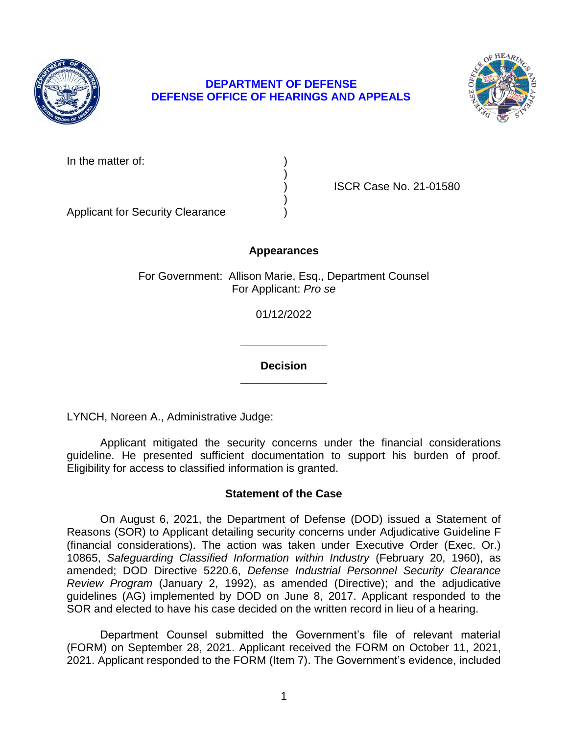**DEPARTMENT OF DEFENSE**
**DEFENSE OFFICE OF HEARINGS AND APPEALS**

| | | |
|---|---|---|
| In the matter of: | ) | |
| | ) | |
| | ) | ISCR Case No. 21-01580 |
| | ) | |
| Applicant for Security Clearance | ) | |

**Appearances**

For Government: Allison Marie, Esq., Department Counsel
For Applicant: *Pro se*

01/12/2022

______________

**Decision**

______________

LYNCH, Noreen A., Administrative Judge:

Applicant mitigated the security concerns under the financial considerations guideline. He presented sufficient documentation to support his burden of proof. Eligibility for access to classified information is granted.

## Statement of the Case

On August 6, 2021, the Department of Defense (DOD) issued a Statement of Reasons (SOR) to Applicant detailing security concerns under Adjudicative Guideline F (financial considerations). The action was taken under Executive Order (Exec. Or.) 10865, *Safeguarding Classified Information within Industry* (February 20, 1960), as amended; DOD Directive 5220.6, *Defense Industrial Personnel Security Clearance Review Program* (January 2, 1992), as amended (Directive); and the adjudicative guidelines (AG) implemented by DOD on June 8, 2017. Applicant responded to the SOR and elected to have his case decided on the written record in lieu of a hearing.

Department Counsel submitted the Government's file of relevant material (FORM) on September 28, 2021. Applicant received the FORM on October 11, 2021, 2021. Applicant responded to the FORM (Item 7). The Government's evidence, included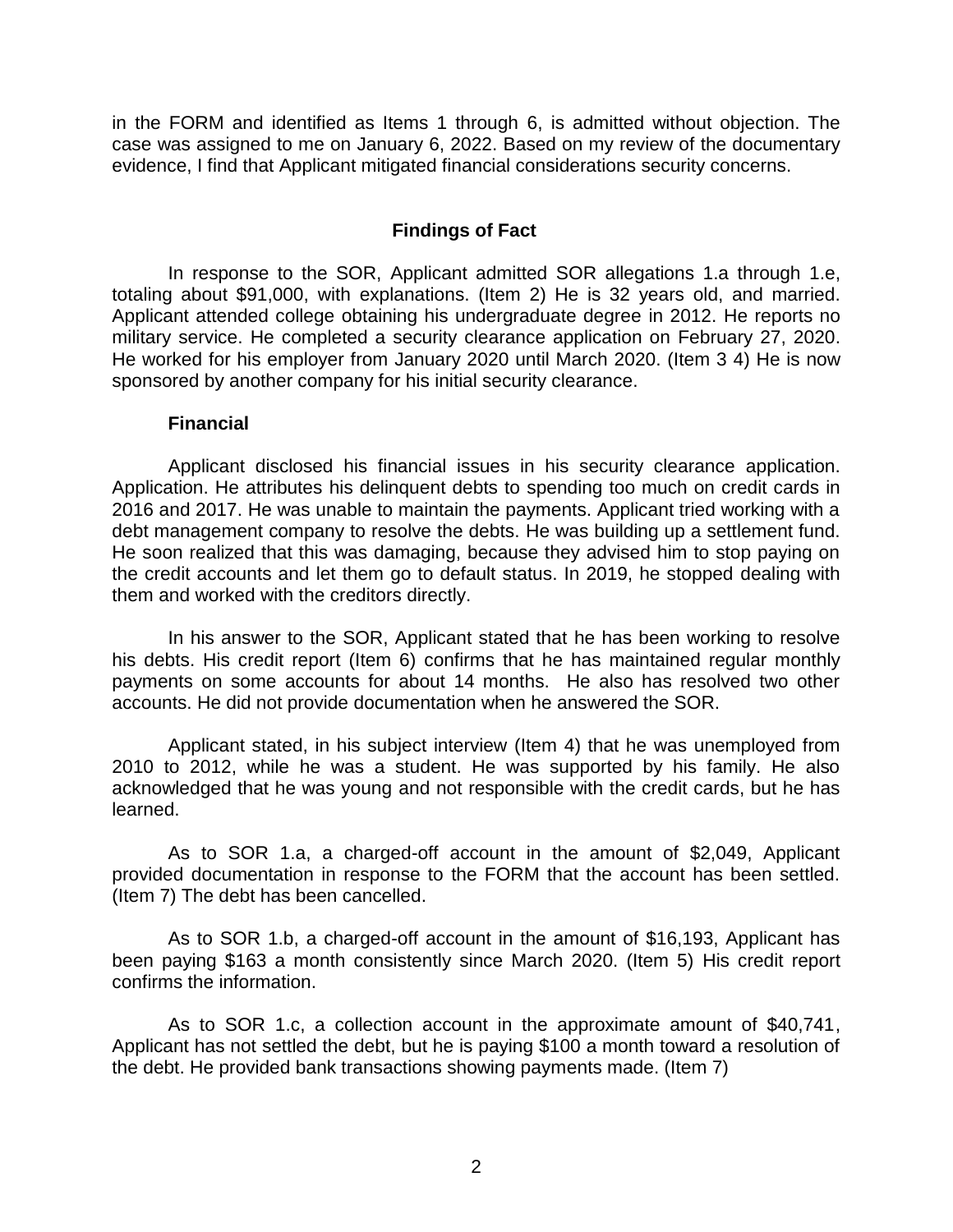in the FORM and identified as Items 1 through 6, is admitted without objection. The case was assigned to me on January 6, 2022. Based on my review of the documentary evidence, I find that Applicant mitigated financial considerations security concerns.

## Findings of Fact

In response to the SOR, Applicant admitted SOR allegations 1.a through 1.e, totaling about $91,000, with explanations. (Item 2) He is 32 years old, and married. Applicant attended college obtaining his undergraduate degree in 2012. He reports no military service. He completed a security clearance application on February 27, 2020. He worked for his employer from January 2020 until March 2020. (Item 3 4) He is now sponsored by another company for his initial security clearance.

### Financial

Applicant disclosed his financial issues in his security clearance application. Application. He attributes his delinquent debts to spending too much on credit cards in 2016 and 2017. He was unable to maintain the payments. Applicant tried working with a debt management company to resolve the debts. He was building up a settlement fund. He soon realized that this was damaging, because they advised him to stop paying on the credit accounts and let them go to default status. In 2019, he stopped dealing with them and worked with the creditors directly.

In his answer to the SOR, Applicant stated that he has been working to resolve his debts. His credit report (Item 6) confirms that he has maintained regular monthly payments on some accounts for about 14 months. He also has resolved two other accounts. He did not provide documentation when he answered the SOR.

Applicant stated, in his subject interview (Item 4) that he was unemployed from 2010 to 2012, while he was a student. He was supported by his family. He also acknowledged that he was young and not responsible with the credit cards, but he has learned.

As to SOR 1.a, a charged-off account in the amount of $2,049, Applicant provided documentation in response to the FORM that the account has been settled. (Item 7) The debt has been cancelled.

As to SOR 1.b, a charged-off account in the amount of $16,193, Applicant has been paying $163 a month consistently since March 2020. (Item 5) His credit report confirms the information.

As to SOR 1.c, a collection account in the approximate amount of $40,741, Applicant has not settled the debt, but he is paying $100 a month toward a resolution of the debt. He provided bank transactions showing payments made. (Item 7)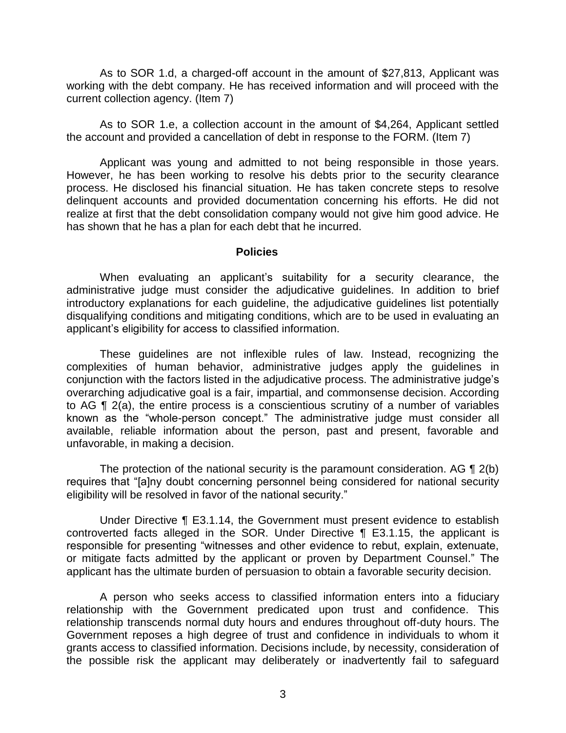As to SOR 1.d, a charged-off account in the amount of $27,813, Applicant was working with the debt company. He has received information and will proceed with the current collection agency. (Item 7)

As to SOR 1.e, a collection account in the amount of $4,264, Applicant settled the account and provided a cancellation of debt in response to the FORM. (Item 7)

Applicant was young and admitted to not being responsible in those years. However, he has been working to resolve his debts prior to the security clearance process. He disclosed his financial situation. He has taken concrete steps to resolve delinquent accounts and provided documentation concerning his efforts. He did not realize at first that the debt consolidation company would not give him good advice. He has shown that he has a plan for each debt that he incurred.

## Policies

When evaluating an applicant's suitability for a security clearance, the administrative judge must consider the adjudicative guidelines. In addition to brief introductory explanations for each guideline, the adjudicative guidelines list potentially disqualifying conditions and mitigating conditions, which are to be used in evaluating an applicant's eligibility for access to classified information.

These guidelines are not inflexible rules of law. Instead, recognizing the complexities of human behavior, administrative judges apply the guidelines in conjunction with the factors listed in the adjudicative process. The administrative judge's overarching adjudicative goal is a fair, impartial, and commonsense decision. According to AG ¶ 2(a), the entire process is a conscientious scrutiny of a number of variables known as the "whole-person concept." The administrative judge must consider all available, reliable information about the person, past and present, favorable and unfavorable, in making a decision.

The protection of the national security is the paramount consideration. AG ¶ 2(b) requires that "[a]ny doubt concerning personnel being considered for national security eligibility will be resolved in favor of the national security."

Under Directive ¶ E3.1.14, the Government must present evidence to establish controverted facts alleged in the SOR. Under Directive ¶ E3.1.15, the applicant is responsible for presenting "witnesses and other evidence to rebut, explain, extenuate, or mitigate facts admitted by the applicant or proven by Department Counsel." The applicant has the ultimate burden of persuasion to obtain a favorable security decision.

A person who seeks access to classified information enters into a fiduciary relationship with the Government predicated upon trust and confidence. This relationship transcends normal duty hours and endures throughout off-duty hours. The Government reposes a high degree of trust and confidence in individuals to whom it grants access to classified information. Decisions include, by necessity, consideration of the possible risk the applicant may deliberately or inadvertently fail to safeguard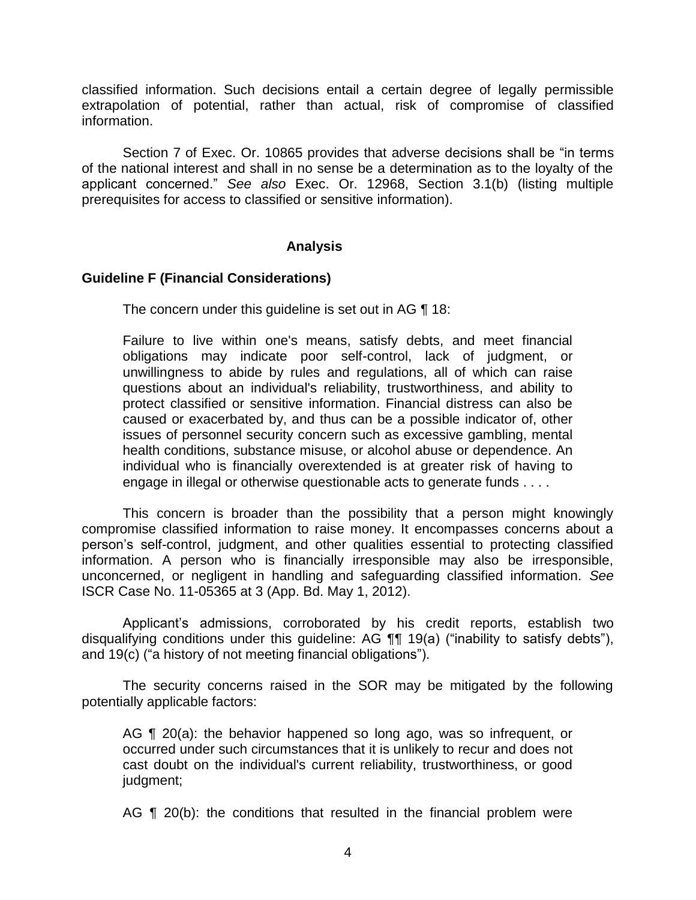classified information. Such decisions entail a certain degree of legally permissible extrapolation of potential, rather than actual, risk of compromise of classified information.

Section 7 of Exec. Or. 10865 provides that adverse decisions shall be "in terms of the national interest and shall in no sense be a determination as to the loyalty of the applicant concerned." *See also* Exec. Or. 12968, Section 3.1(b) (listing multiple prerequisites for access to classified or sensitive information).

## Analysis

### Guideline F (Financial Considerations)

The concern under this guideline is set out in AG ¶ 18:

> Failure to live within one's means, satisfy debts, and meet financial obligations may indicate poor self-control, lack of judgment, or unwillingness to abide by rules and regulations, all of which can raise questions about an individual's reliability, trustworthiness, and ability to protect classified or sensitive information. Financial distress can also be caused or exacerbated by, and thus can be a possible indicator of, other issues of personnel security concern such as excessive gambling, mental health conditions, substance misuse, or alcohol abuse or dependence. An individual who is financially overextended is at greater risk of having to engage in illegal or otherwise questionable acts to generate funds . . . .

This concern is broader than the possibility that a person might knowingly compromise classified information to raise money. It encompasses concerns about a person's self-control, judgment, and other qualities essential to protecting classified information. A person who is financially irresponsible may also be irresponsible, unconcerned, or negligent in handling and safeguarding classified information. *See* ISCR Case No. 11-05365 at 3 (App. Bd. May 1, 2012).

Applicant's admissions, corroborated by his credit reports, establish two disqualifying conditions under this guideline: AG ¶¶ 19(a) ("inability to satisfy debts"), and 19(c) ("a history of not meeting financial obligations").

The security concerns raised in the SOR may be mitigated by the following potentially applicable factors:

> AG ¶ 20(a): the behavior happened so long ago, was so infrequent, or occurred under such circumstances that it is unlikely to recur and does not cast doubt on the individual's current reliability, trustworthiness, or good judgment;
>
> AG ¶ 20(b): the conditions that resulted in the financial problem were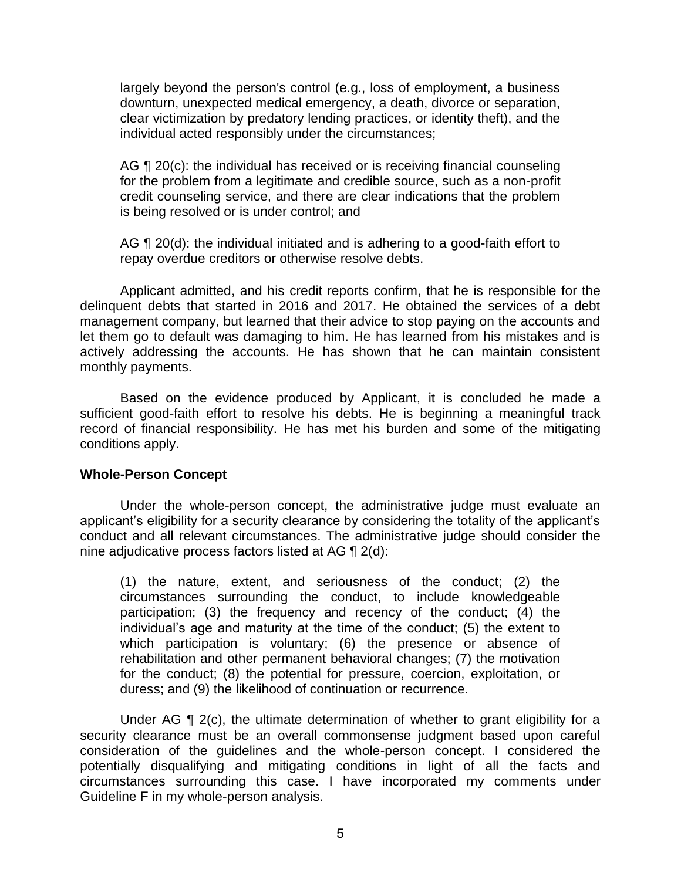largely beyond the person's control (e.g., loss of employment, a business downturn, unexpected medical emergency, a death, divorce or separation, clear victimization by predatory lending practices, or identity theft), and the individual acted responsibly under the circumstances;

> AG ¶ 20(c): the individual has received or is receiving financial counseling for the problem from a legitimate and credible source, such as a non-profit credit counseling service, and there are clear indications that the problem is being resolved or is under control; and
>
> AG ¶ 20(d): the individual initiated and is adhering to a good-faith effort to repay overdue creditors or otherwise resolve debts.

Applicant admitted, and his credit reports confirm, that he is responsible for the delinquent debts that started in 2016 and 2017. He obtained the services of a debt management company, but learned that their advice to stop paying on the accounts and let them go to default was damaging to him. He has learned from his mistakes and is actively addressing the accounts. He has shown that he can maintain consistent monthly payments.

Based on the evidence produced by Applicant, it is concluded he made a sufficient good-faith effort to resolve his debts. He is beginning a meaningful track record of financial responsibility. He has met his burden and some of the mitigating conditions apply.

**Whole-Person Concept**

Under the whole-person concept, the administrative judge must evaluate an applicant's eligibility for a security clearance by considering the totality of the applicant's conduct and all relevant circumstances. The administrative judge should consider the nine adjudicative process factors listed at AG ¶ 2(d):

> (1) the nature, extent, and seriousness of the conduct; (2) the circumstances surrounding the conduct, to include knowledgeable participation; (3) the frequency and recency of the conduct; (4) the individual's age and maturity at the time of the conduct; (5) the extent to which participation is voluntary; (6) the presence or absence of rehabilitation and other permanent behavioral changes; (7) the motivation for the conduct; (8) the potential for pressure, coercion, exploitation, or duress; and (9) the likelihood of continuation or recurrence.

Under AG ¶ 2(c), the ultimate determination of whether to grant eligibility for a security clearance must be an overall commonsense judgment based upon careful consideration of the guidelines and the whole-person concept. I considered the potentially disqualifying and mitigating conditions in light of all the facts and circumstances surrounding this case. I have incorporated my comments under Guideline F in my whole-person analysis.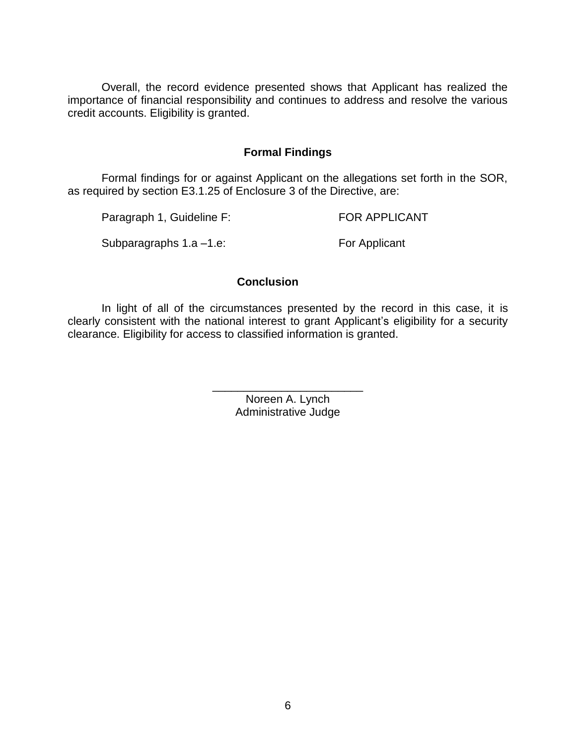Overall, the record evidence presented shows that Applicant has realized the importance of financial responsibility and continues to address and resolve the various credit accounts. Eligibility is granted.

## Formal Findings

Formal findings for or against Applicant on the allegations set forth in the SOR, as required by section E3.1.25 of Enclosure 3 of the Directive, are:

| | |
|---|---|
| Paragraph 1, Guideline F: | FOR APPLICANT |
| Subparagraphs 1.a –1.e: | For Applicant |

## Conclusion

In light of all of the circumstances presented by the record in this case, it is clearly consistent with the national interest to grant Applicant's eligibility for a security clearance. Eligibility for access to classified information is granted.

\_\_\_\_\_\_\_\_\_\_\_\_\_\_\_\_\_\_\_\_\_\_\_\_

Noreen A. Lynch
Administrative Judge